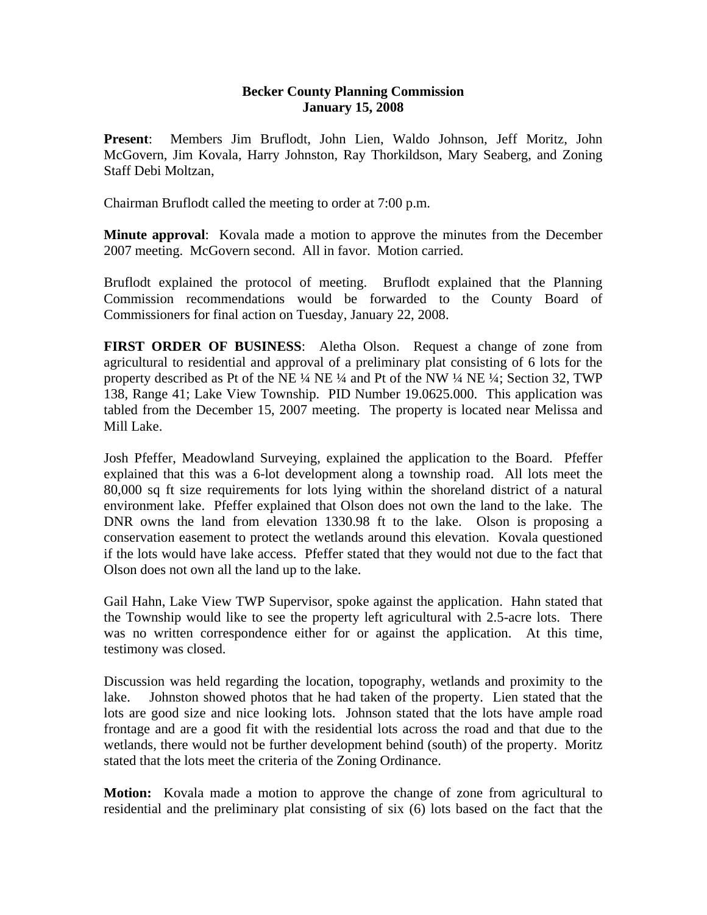**Becker County Planning Commission**
**January 15, 2008**

**Present**: Members Jim Bruflodt, John Lien, Waldo Johnson, Jeff Moritz, John McGovern, Jim Kovala, Harry Johnston, Ray Thorkildson, Mary Seaberg, and Zoning Staff Debi Moltzan,

Chairman Bruflodt called the meeting to order at 7:00 p.m.

**Minute approval**: Kovala made a motion to approve the minutes from the December 2007 meeting. McGovern second. All in favor. Motion carried.

Bruflodt explained the protocol of meeting. Bruflodt explained that the Planning Commission recommendations would be forwarded to the County Board of Commissioners for final action on Tuesday, January 22, 2008.

**FIRST ORDER OF BUSINESS**: Aletha Olson. Request a change of zone from agricultural to residential and approval of a preliminary plat consisting of 6 lots for the property described as Pt of the NE ¼ NE ¼ and Pt of the NW ¼ NE ¼; Section 32, TWP 138, Range 41; Lake View Township. PID Number 19.0625.000. This application was tabled from the December 15, 2007 meeting. The property is located near Melissa and Mill Lake.

Josh Pfeffer, Meadowland Surveying, explained the application to the Board. Pfeffer explained that this was a 6-lot development along a township road. All lots meet the 80,000 sq ft size requirements for lots lying within the shoreland district of a natural environment lake. Pfeffer explained that Olson does not own the land to the lake. The DNR owns the land from elevation 1330.98 ft to the lake. Olson is proposing a conservation easement to protect the wetlands around this elevation. Kovala questioned if the lots would have lake access. Pfeffer stated that they would not due to the fact that Olson does not own all the land up to the lake.

Gail Hahn, Lake View TWP Supervisor, spoke against the application. Hahn stated that the Township would like to see the property left agricultural with 2.5-acre lots. There was no written correspondence either for or against the application. At this time, testimony was closed.

Discussion was held regarding the location, topography, wetlands and proximity to the lake. Johnston showed photos that he had taken of the property. Lien stated that the lots are good size and nice looking lots. Johnson stated that the lots have ample road frontage and are a good fit with the residential lots across the road and that due to the wetlands, there would not be further development behind (south) of the property. Moritz stated that the lots meet the criteria of the Zoning Ordinance.

**Motion:** Kovala made a motion to approve the change of zone from agricultural to residential and the preliminary plat consisting of six (6) lots based on the fact that the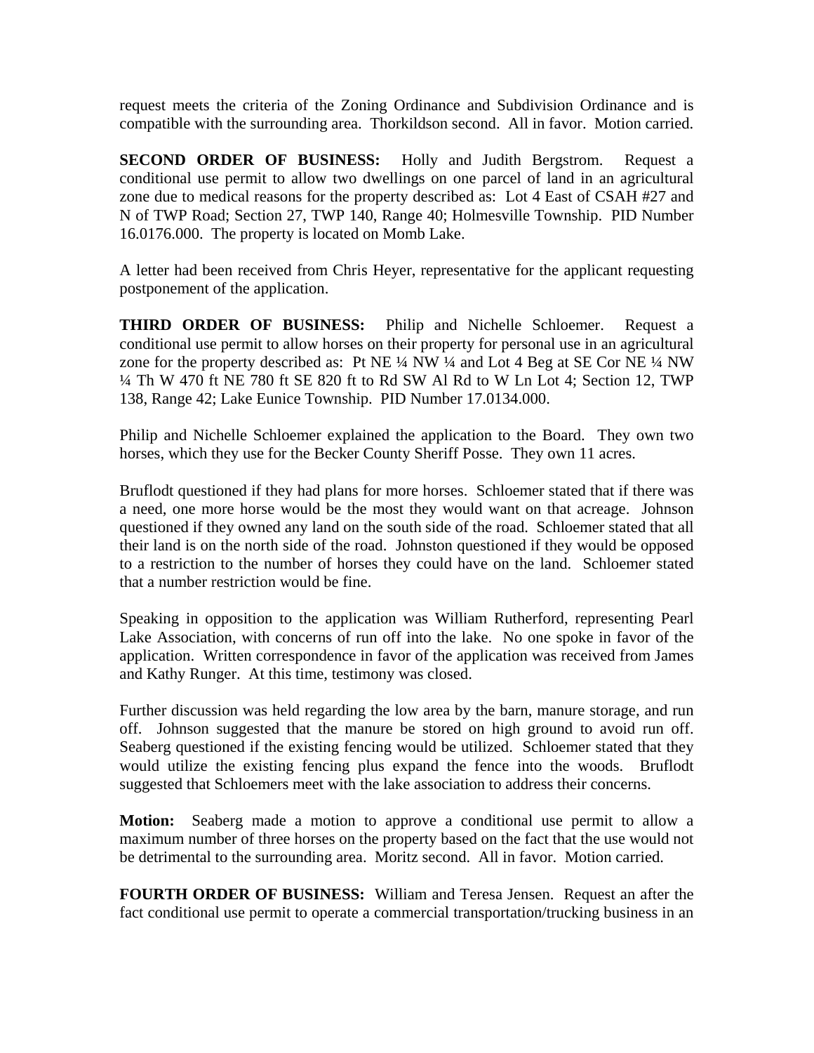request meets the criteria of the Zoning Ordinance and Subdivision Ordinance and is compatible with the surrounding area. Thorkildson second. All in favor. Motion carried.

**SECOND ORDER OF BUSINESS:** Holly and Judith Bergstrom. Request a conditional use permit to allow two dwellings on one parcel of land in an agricultural zone due to medical reasons for the property described as: Lot 4 East of CSAH #27 and N of TWP Road; Section 27, TWP 140, Range 40; Holmesville Township. PID Number 16.0176.000. The property is located on Momb Lake.

A letter had been received from Chris Heyer, representative for the applicant requesting postponement of the application.

**THIRD ORDER OF BUSINESS:** Philip and Nichelle Schloemer. Request a conditional use permit to allow horses on their property for personal use in an agricultural zone for the property described as: Pt NE ¼ NW ¼ and Lot 4 Beg at SE Cor NE ¼ NW ¼ Th W 470 ft NE 780 ft SE 820 ft to Rd SW Al Rd to W Ln Lot 4; Section 12, TWP 138, Range 42; Lake Eunice Township. PID Number 17.0134.000.

Philip and Nichelle Schloemer explained the application to the Board. They own two horses, which they use for the Becker County Sheriff Posse. They own 11 acres.

Bruflodt questioned if they had plans for more horses. Schloemer stated that if there was a need, one more horse would be the most they would want on that acreage. Johnson questioned if they owned any land on the south side of the road. Schloemer stated that all their land is on the north side of the road. Johnston questioned if they would be opposed to a restriction to the number of horses they could have on the land. Schloemer stated that a number restriction would be fine.

Speaking in opposition to the application was William Rutherford, representing Pearl Lake Association, with concerns of run off into the lake. No one spoke in favor of the application. Written correspondence in favor of the application was received from James and Kathy Runger. At this time, testimony was closed.

Further discussion was held regarding the low area by the barn, manure storage, and run off. Johnson suggested that the manure be stored on high ground to avoid run off. Seaberg questioned if the existing fencing would be utilized. Schloemer stated that they would utilize the existing fencing plus expand the fence into the woods. Bruflodt suggested that Schloemers meet with the lake association to address their concerns.

**Motion:** Seaberg made a motion to approve a conditional use permit to allow a maximum number of three horses on the property based on the fact that the use would not be detrimental to the surrounding area. Moritz second. All in favor. Motion carried.

**FOURTH ORDER OF BUSINESS:** William and Teresa Jensen. Request an after the fact conditional use permit to operate a commercial transportation/trucking business in an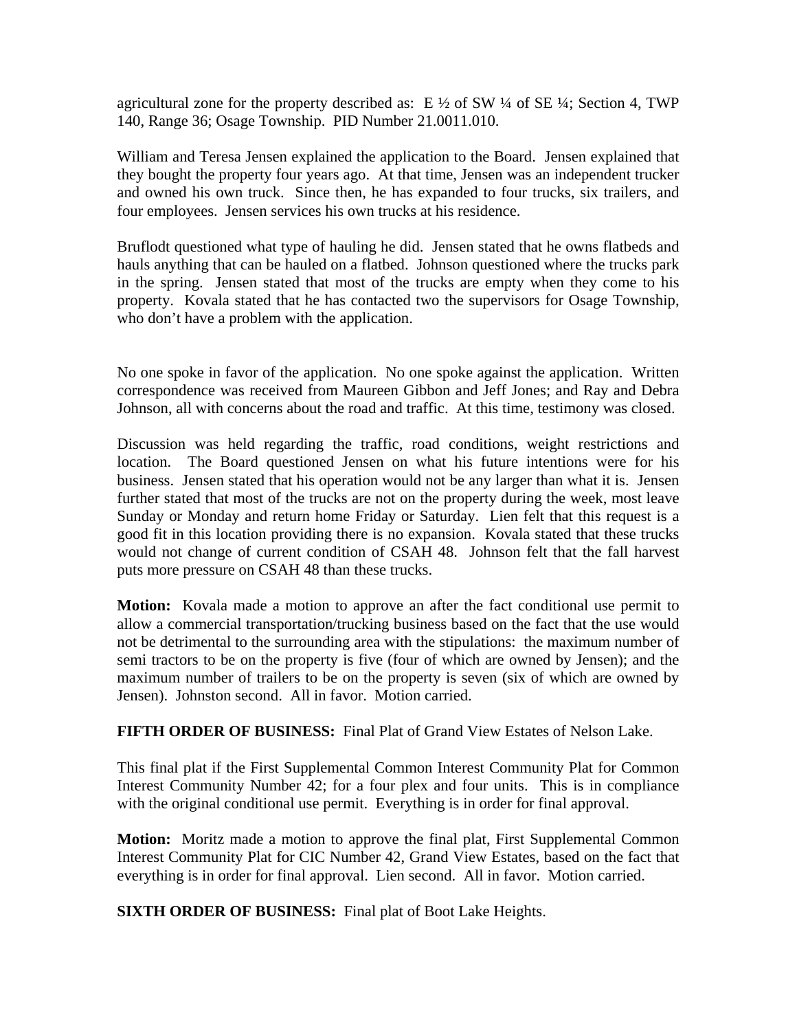agricultural zone for the property described as: E ½ of SW ¼ of SE ¼; Section 4, TWP 140, Range 36; Osage Township. PID Number 21.0011.010.

William and Teresa Jensen explained the application to the Board. Jensen explained that they bought the property four years ago. At that time, Jensen was an independent trucker and owned his own truck. Since then, he has expanded to four trucks, six trailers, and four employees. Jensen services his own trucks at his residence.

Bruflodt questioned what type of hauling he did. Jensen stated that he owns flatbeds and hauls anything that can be hauled on a flatbed. Johnson questioned where the trucks park in the spring. Jensen stated that most of the trucks are empty when they come to his property. Kovala stated that he has contacted two the supervisors for Osage Township, who don't have a problem with the application.

No one spoke in favor of the application. No one spoke against the application. Written correspondence was received from Maureen Gibbon and Jeff Jones; and Ray and Debra Johnson, all with concerns about the road and traffic. At this time, testimony was closed.

Discussion was held regarding the traffic, road conditions, weight restrictions and location. The Board questioned Jensen on what his future intentions were for his business. Jensen stated that his operation would not be any larger than what it is. Jensen further stated that most of the trucks are not on the property during the week, most leave Sunday or Monday and return home Friday or Saturday. Lien felt that this request is a good fit in this location providing there is no expansion. Kovala stated that these trucks would not change of current condition of CSAH 48. Johnson felt that the fall harvest puts more pressure on CSAH 48 than these trucks.

**Motion:** Kovala made a motion to approve an after the fact conditional use permit to allow a commercial transportation/trucking business based on the fact that the use would not be detrimental to the surrounding area with the stipulations: the maximum number of semi tractors to be on the property is five (four of which are owned by Jensen); and the maximum number of trailers to be on the property is seven (six of which are owned by Jensen). Johnston second. All in favor. Motion carried.

**FIFTH ORDER OF BUSINESS:** Final Plat of Grand View Estates of Nelson Lake.

This final plat if the First Supplemental Common Interest Community Plat for Common Interest Community Number 42; for a four plex and four units. This is in compliance with the original conditional use permit. Everything is in order for final approval.

**Motion:** Moritz made a motion to approve the final plat, First Supplemental Common Interest Community Plat for CIC Number 42, Grand View Estates, based on the fact that everything is in order for final approval. Lien second. All in favor. Motion carried.

**SIXTH ORDER OF BUSINESS:** Final plat of Boot Lake Heights.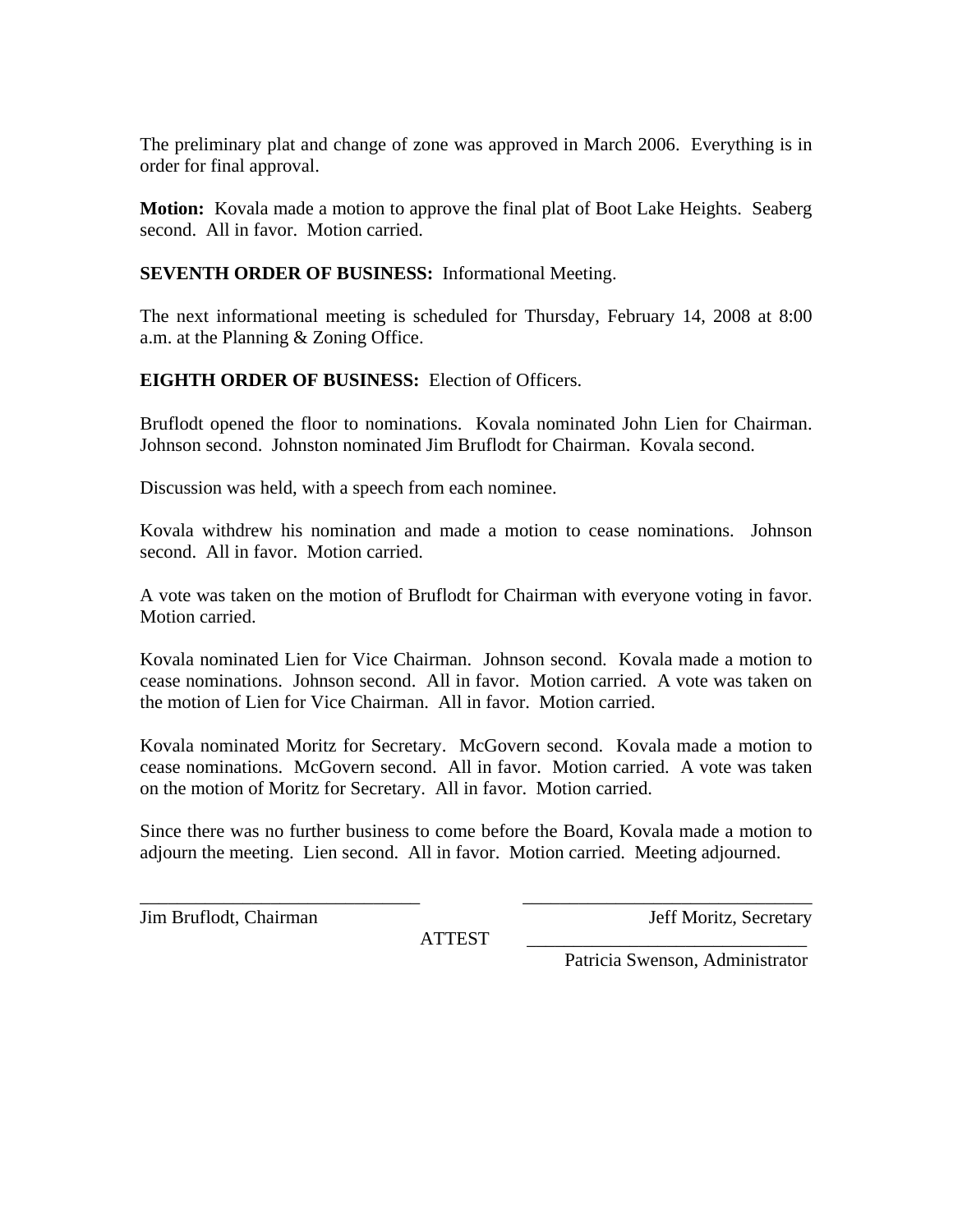The preliminary plat and change of zone was approved in March 2006. Everything is in order for final approval.

**Motion:** Kovala made a motion to approve the final plat of Boot Lake Heights. Seaberg second. All in favor. Motion carried.

**SEVENTH ORDER OF BUSINESS:** Informational Meeting.

The next informational meeting is scheduled for Thursday, February 14, 2008 at 8:00 a.m. at the Planning & Zoning Office.

**EIGHTH ORDER OF BUSINESS:** Election of Officers.

Bruflodt opened the floor to nominations. Kovala nominated John Lien for Chairman. Johnson second. Johnston nominated Jim Bruflodt for Chairman. Kovala second.

Discussion was held, with a speech from each nominee.

Kovala withdrew his nomination and made a motion to cease nominations. Johnson second. All in favor. Motion carried.

A vote was taken on the motion of Bruflodt for Chairman with everyone voting in favor. Motion carried.

Kovala nominated Lien for Vice Chairman. Johnson second. Kovala made a motion to cease nominations. Johnson second. All in favor. Motion carried. A vote was taken on the motion of Lien for Vice Chairman. All in favor. Motion carried.

Kovala nominated Moritz for Secretary. McGovern second. Kovala made a motion to cease nominations. McGovern second. All in favor. Motion carried. A vote was taken on the motion of Moritz for Secretary. All in favor. Motion carried.

Since there was no further business to come before the Board, Kovala made a motion to adjourn the meeting. Lien second. All in favor. Motion carried. Meeting adjourned.

______________________________ Jim Bruflodt, Chairman

______________________________ Jeff Moritz, Secretary

ATTEST ______________________________ Patricia Swenson, Administrator